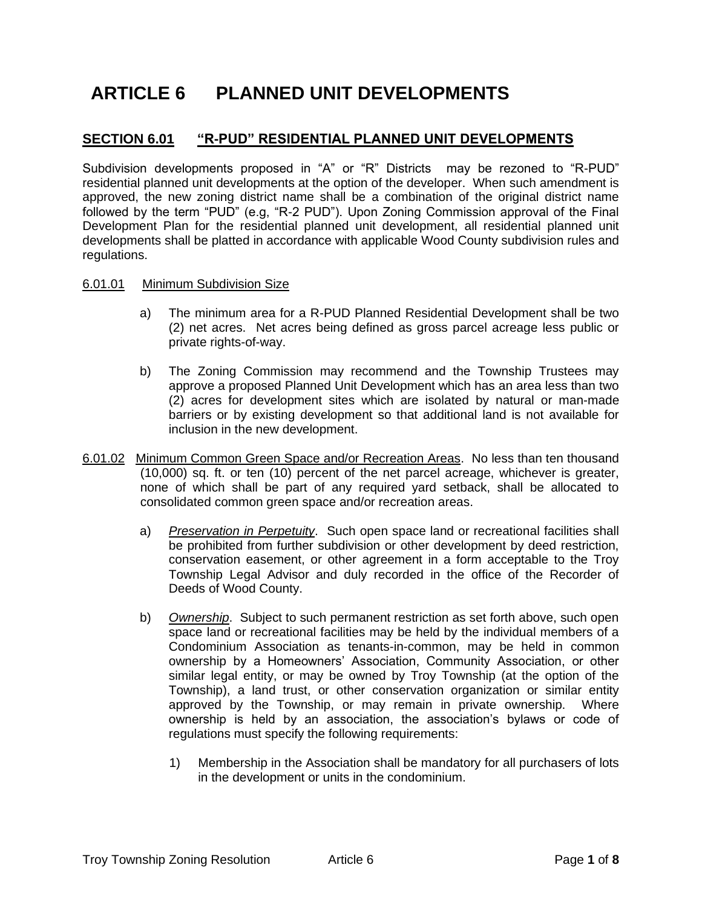# ARTICLE 6 PLANNED UNIT DEVELOPMENTS

## SECTION 6.01 "R-PUD" RESIDENTIAL PLANNED UNIT DEVELOPMENTS

Subdivision developments proposed in "A" or "R" Districts may be rezoned to "R-PUD" residential planned unit developments at the option of the developer. When such amendment is approved, the new zoning district name shall be a combination of the original district name followed by the term "PUD" (e.g, "R-2 PUD"). Upon Zoning Commission approval of the Final Development Plan for the residential planned unit development, all residential planned unit developments shall be platted in accordance with applicable Wood County subdivision rules and regulations.

6.01.01 Minimum Subdivision Size

a) The minimum area for a R-PUD Planned Residential Development shall be two (2) net acres. Net acres being defined as gross parcel acreage less public or private rights-of-way.

b) The Zoning Commission may recommend and the Township Trustees may approve a proposed Planned Unit Development which has an area less than two (2) acres for development sites which are isolated by natural or man-made barriers or by existing development so that additional land is not available for inclusion in the new development.

6.01.02 Minimum Common Green Space and/or Recreation Areas. No less than ten thousand (10,000) sq. ft. or ten (10) percent of the net parcel acreage, whichever is greater, none of which shall be part of any required yard setback, shall be allocated to consolidated common green space and/or recreation areas.

a) *Preservation in Perpetuity*. Such open space land or recreational facilities shall be prohibited from further subdivision or other development by deed restriction, conservation easement, or other agreement in a form acceptable to the Troy Township Legal Advisor and duly recorded in the office of the Recorder of Deeds of Wood County.

b) *Ownership*. Subject to such permanent restriction as set forth above, such open space land or recreational facilities may be held by the individual members of a Condominium Association as tenants-in-common, may be held in common ownership by a Homeowners' Association, Community Association, or other similar legal entity, or may be owned by Troy Township (at the option of the Township), a land trust, or other conservation organization or similar entity approved by the Township, or may remain in private ownership. Where ownership is held by an association, the association's bylaws or code of regulations must specify the following requirements:

1) Membership in the Association shall be mandatory for all purchasers of lots in the development or units in the condominium.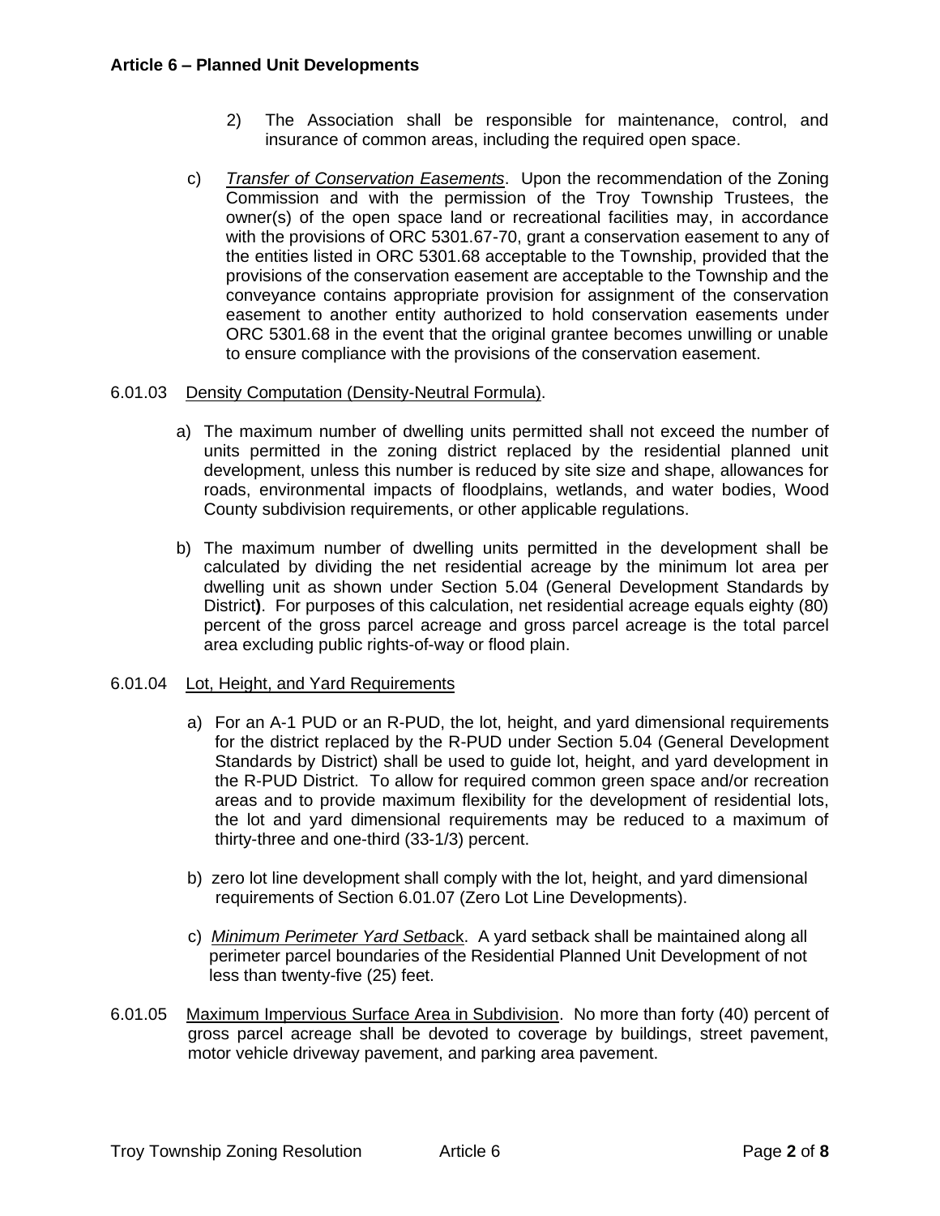2) The Association shall be responsible for maintenance, control, and insurance of common areas, including the required open space.

c) *Transfer of Conservation Easements*. Upon the recommendation of the Zoning Commission and with the permission of the Troy Township Trustees, the owner(s) of the open space land or recreational facilities may, in accordance with the provisions of ORC 5301.67-70, grant a conservation easement to any of the entities listed in ORC 5301.68 acceptable to the Township, provided that the provisions of the conservation easement are acceptable to the Township and the conveyance contains appropriate provision for assignment of the conservation easement to another entity authorized to hold conservation easements under ORC 5301.68 in the event that the original grantee becomes unwilling or unable to ensure compliance with the provisions of the conservation easement.

6.01.03 Density Computation (Density-Neutral Formula).

a) The maximum number of dwelling units permitted shall not exceed the number of units permitted in the zoning district replaced by the residential planned unit development, unless this number is reduced by site size and shape, allowances for roads, environmental impacts of floodplains, wetlands, and water bodies, Wood County subdivision requirements, or other applicable regulations.

b) The maximum number of dwelling units permitted in the development shall be calculated by dividing the net residential acreage by the minimum lot area per dwelling unit as shown under Section 5.04 (General Development Standards by District**)**. For purposes of this calculation, net residential acreage equals eighty (80) percent of the gross parcel acreage and gross parcel acreage is the total parcel area excluding public rights-of-way or flood plain.

6.01.04 Lot, Height, and Yard Requirements

a) For an A-1 PUD or an R-PUD, the lot, height, and yard dimensional requirements for the district replaced by the R-PUD under Section 5.04 (General Development Standards by District) shall be used to guide lot, height, and yard development in the R-PUD District. To allow for required common green space and/or recreation areas and to provide maximum flexibility for the development of residential lots, the lot and yard dimensional requirements may be reduced to a maximum of thirty-three and one-third (33-1/3) percent.

b) zero lot line development shall comply with the lot, height, and yard dimensional requirements of Section 6.01.07 (Zero Lot Line Developments).

c) *Minimum Perimeter Yard Setback*. A yard setback shall be maintained along all perimeter parcel boundaries of the Residential Planned Unit Development of not less than twenty-five (25) feet.

6.01.05 Maximum Impervious Surface Area in Subdivision. No more than forty (40) percent of gross parcel acreage shall be devoted to coverage by buildings, street pavement, motor vehicle driveway pavement, and parking area pavement.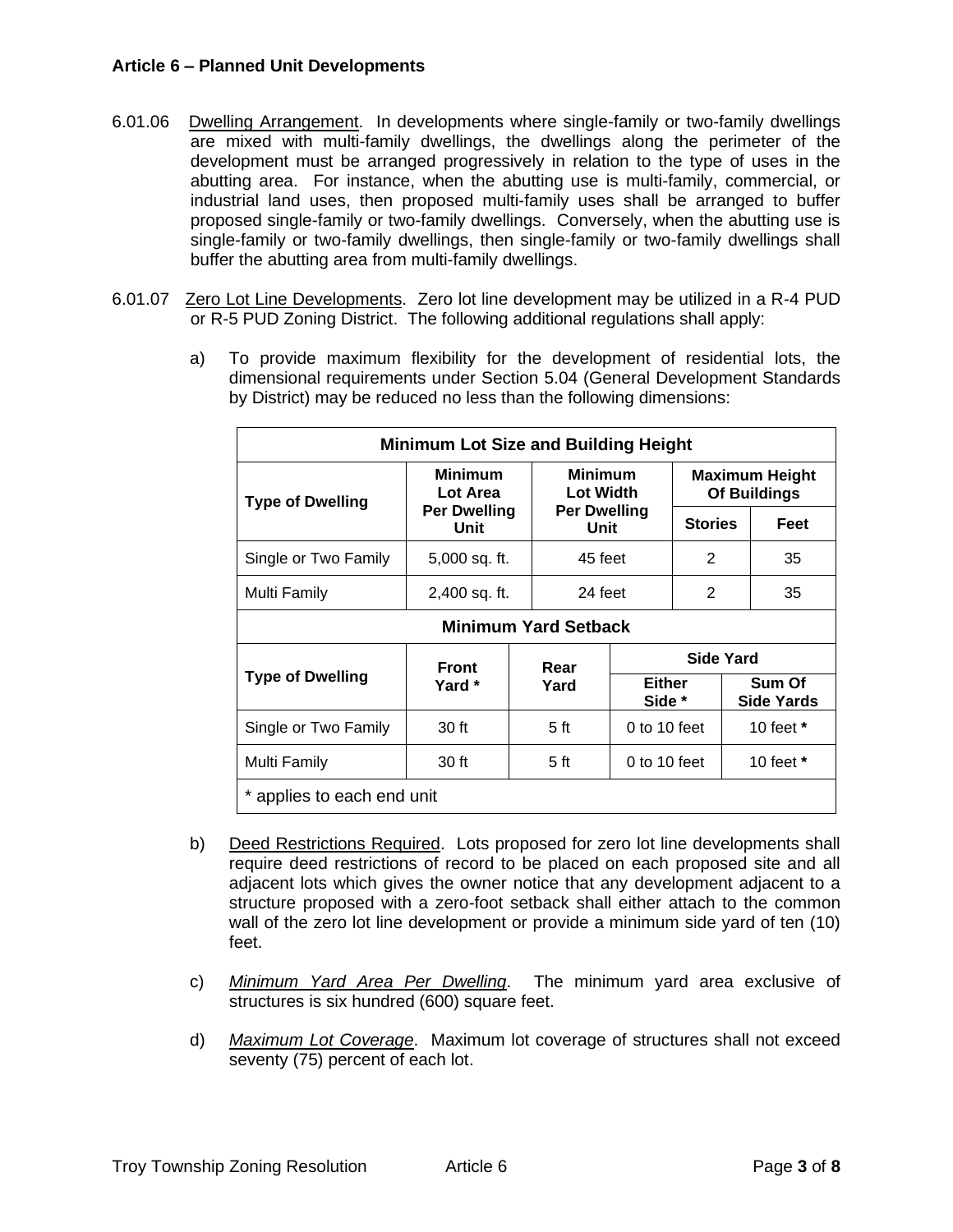6.01.06 Dwelling Arrangement. In developments where single-family or two-family dwellings are mixed with multi-family dwellings, the dwellings along the perimeter of the development must be arranged progressively in relation to the type of uses in the abutting area. For instance, when the abutting use is multi-family, commercial, or industrial land uses, then proposed multi-family uses shall be arranged to buffer proposed single-family or two-family dwellings. Conversely, when the abutting use is single-family or two-family dwellings, then single-family or two-family dwellings shall buffer the abutting area from multi-family dwellings.

6.01.07 Zero Lot Line Developments. Zero lot line development may be utilized in a R-4 PUD or R-5 PUD Zoning District. The following additional regulations shall apply:

a) To provide maximum flexibility for the development of residential lots, the dimensional requirements under Section 5.04 (General Development Standards by District) may be reduced no less than the following dimensions:

| **Minimum Lot Size and Building Height** | | | | |
|---|---|---|---|---|
| **Type of Dwelling** | **Minimum Lot Area Per Dwelling Unit** | **Minimum Lot Width Per Dwelling Unit** | **Maximum Height Of Buildings** | |
| | | | **Stories** | **Feet** |
| Single or Two Family | 5,000 sq. ft. | 45 feet | 2 | 35 |
| Multi Family | 2,400 sq. ft. | 24 feet | 2 | 35 |

| **Minimum Yard Setback** | | | | |
|---|---|---|---|---|
| **Type of Dwelling** | **Front Yard \*** | **Rear Yard** | **Side Yard** | |
| | | | **Either Side \*** | **Sum Of Side Yards** |
| Single or Two Family | 30 ft | 5 ft | 0 to 10 feet | 10 feet **\*** |
| Multi Family | 30 ft | 5 ft | 0 to 10 feet | 10 feet **\*** |
| \* applies to each end unit | | | | |

b) Deed Restrictions Required. Lots proposed for zero lot line developments shall require deed restrictions of record to be placed on each proposed site and all adjacent lots which gives the owner notice that any development adjacent to a structure proposed with a zero-foot setback shall either attach to the common wall of the zero lot line development or provide a minimum side yard of ten (10) feet.

c) *Minimum Yard Area Per Dwelling*. The minimum yard area exclusive of structures is six hundred (600) square feet.

d) *Maximum Lot Coverage*. Maximum lot coverage of structures shall not exceed seventy (75) percent of each lot.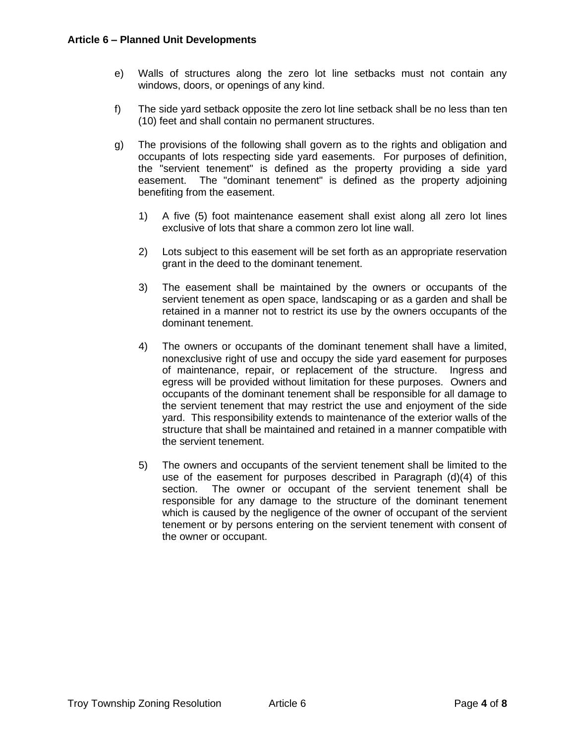e) Walls of structures along the zero lot line setbacks must not contain any windows, doors, or openings of any kind.

f) The side yard setback opposite the zero lot line setback shall be no less than ten (10) feet and shall contain no permanent structures.

g) The provisions of the following shall govern as to the rights and obligation and occupants of lots respecting side yard easements. For purposes of definition, the "servient tenement" is defined as the property providing a side yard easement. The "dominant tenement" is defined as the property adjoining benefiting from the easement.

   1) A five (5) foot maintenance easement shall exist along all zero lot lines exclusive of lots that share a common zero lot line wall.

   2) Lots subject to this easement will be set forth as an appropriate reservation grant in the deed to the dominant tenement.

   3) The easement shall be maintained by the owners or occupants of the servient tenement as open space, landscaping or as a garden and shall be retained in a manner not to restrict its use by the owners occupants of the dominant tenement.

   4) The owners or occupants of the dominant tenement shall have a limited, nonexclusive right of use and occupy the side yard easement for purposes of maintenance, repair, or replacement of the structure. Ingress and egress will be provided without limitation for these purposes. Owners and occupants of the dominant tenement shall be responsible for all damage to the servient tenement that may restrict the use and enjoyment of the side yard. This responsibility extends to maintenance of the exterior walls of the structure that shall be maintained and retained in a manner compatible with the servient tenement.

   5) The owners and occupants of the servient tenement shall be limited to the use of the easement for purposes described in Paragraph (d)(4) of this section. The owner or occupant of the servient tenement shall be responsible for any damage to the structure of the dominant tenement which is caused by the negligence of the owner of occupant of the servient tenement or by persons entering on the servient tenement with consent of the owner or occupant.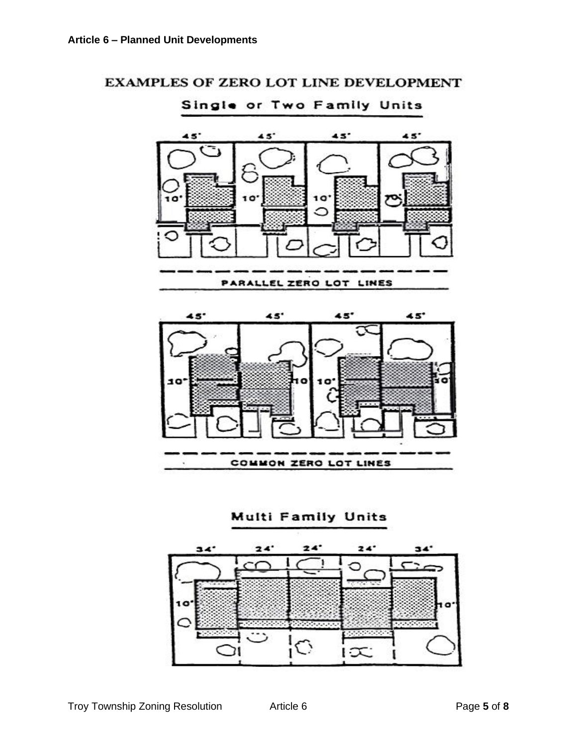# EXAMPLES OF ZERO LOT LINE DEVELOPMENT

## Single or Two Family Units

45' 45' 45' 45'

10' 10' 10' 10'

PARALLEL ZERO LOT LINES

45' 45' 45' 45'

10' 10' 10' 10'

COMMON ZERO LOT LINES

## Multi Family Units

34' 24' 24' 24' 34'

10' 10'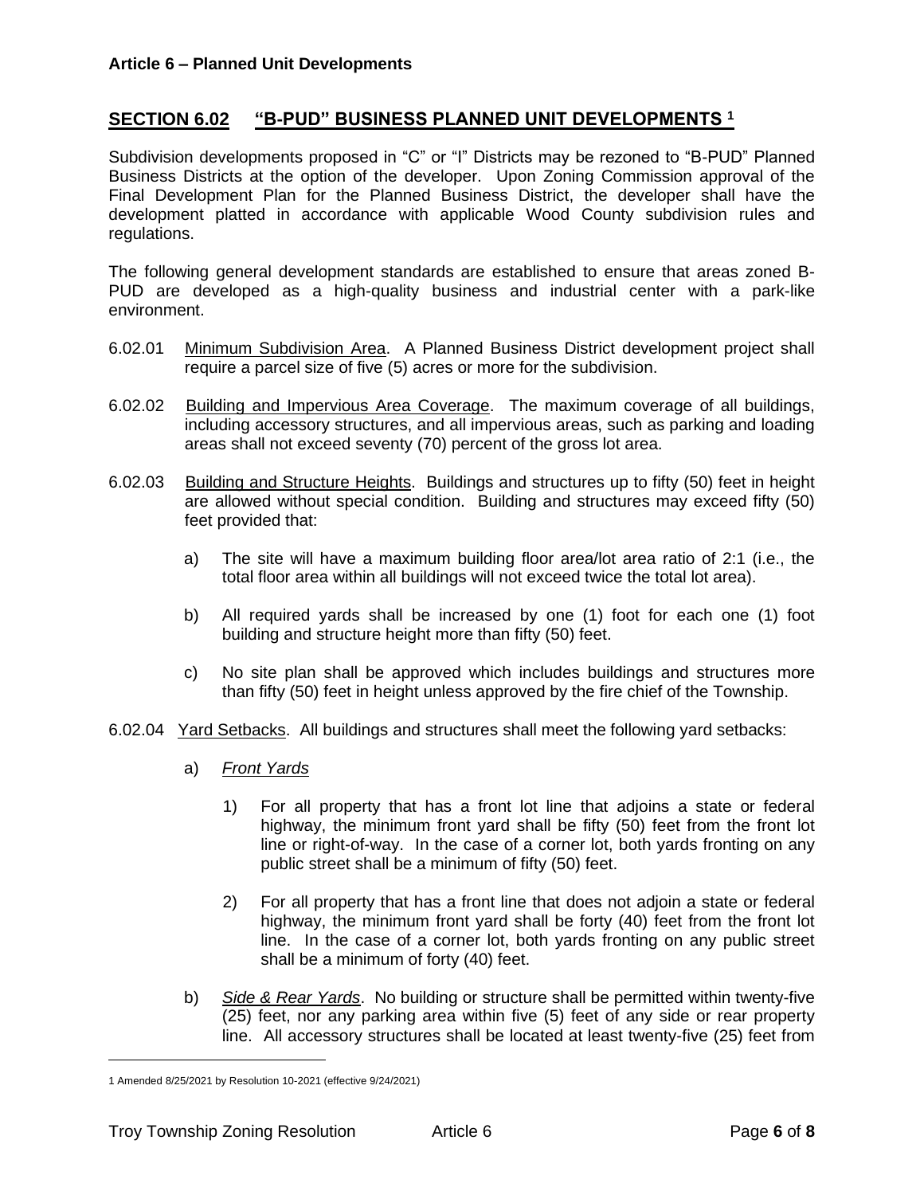## SECTION 6.02 "B-PUD" BUSINESS PLANNED UNIT DEVELOPMENTS [1]

Subdivision developments proposed in "C" or "I" Districts may be rezoned to "B-PUD" Planned Business Districts at the option of the developer. Upon Zoning Commission approval of the Final Development Plan for the Planned Business District, the developer shall have the development platted in accordance with applicable Wood County subdivision rules and regulations.

The following general development standards are established to ensure that areas zoned B-PUD are developed as a high-quality business and industrial center with a park-like environment.

6.02.01 Minimum Subdivision Area. A Planned Business District development project shall require a parcel size of five (5) acres or more for the subdivision.

6.02.02 Building and Impervious Area Coverage. The maximum coverage of all buildings, including accessory structures, and all impervious areas, such as parking and loading areas shall not exceed seventy (70) percent of the gross lot area.

6.02.03 Building and Structure Heights. Buildings and structures up to fifty (50) feet in height are allowed without special condition. Building and structures may exceed fifty (50) feet provided that:

- a) The site will have a maximum building floor area/lot area ratio of 2:1 (i.e., the total floor area within all buildings will not exceed twice the total lot area).
- b) All required yards shall be increased by one (1) foot for each one (1) foot building and structure height more than fifty (50) feet.
- c) No site plan shall be approved which includes buildings and structures more than fifty (50) feet in height unless approved by the fire chief of the Township.

6.02.04 Yard Setbacks. All buildings and structures shall meet the following yard setbacks:

- a) *Front Yards*
  1) For all property that has a front lot line that adjoins a state or federal highway, the minimum front yard shall be fifty (50) feet from the front lot line or right-of-way. In the case of a corner lot, both yards fronting on any public street shall be a minimum of fifty (50) feet.
  2) For all property that has a front line that does not adjoin a state or federal highway, the minimum front yard shall be forty (40) feet from the front lot line. In the case of a corner lot, both yards fronting on any public street shall be a minimum of forty (40) feet.
- b) *Side & Rear Yards*. No building or structure shall be permitted within twenty-five (25) feet, nor any parking area within five (5) feet of any side or rear property line. All accessory structures shall be located at least twenty-five (25) feet from

[1] Amended 8/25/2021 by Resolution 10-2021 (effective 9/24/2021)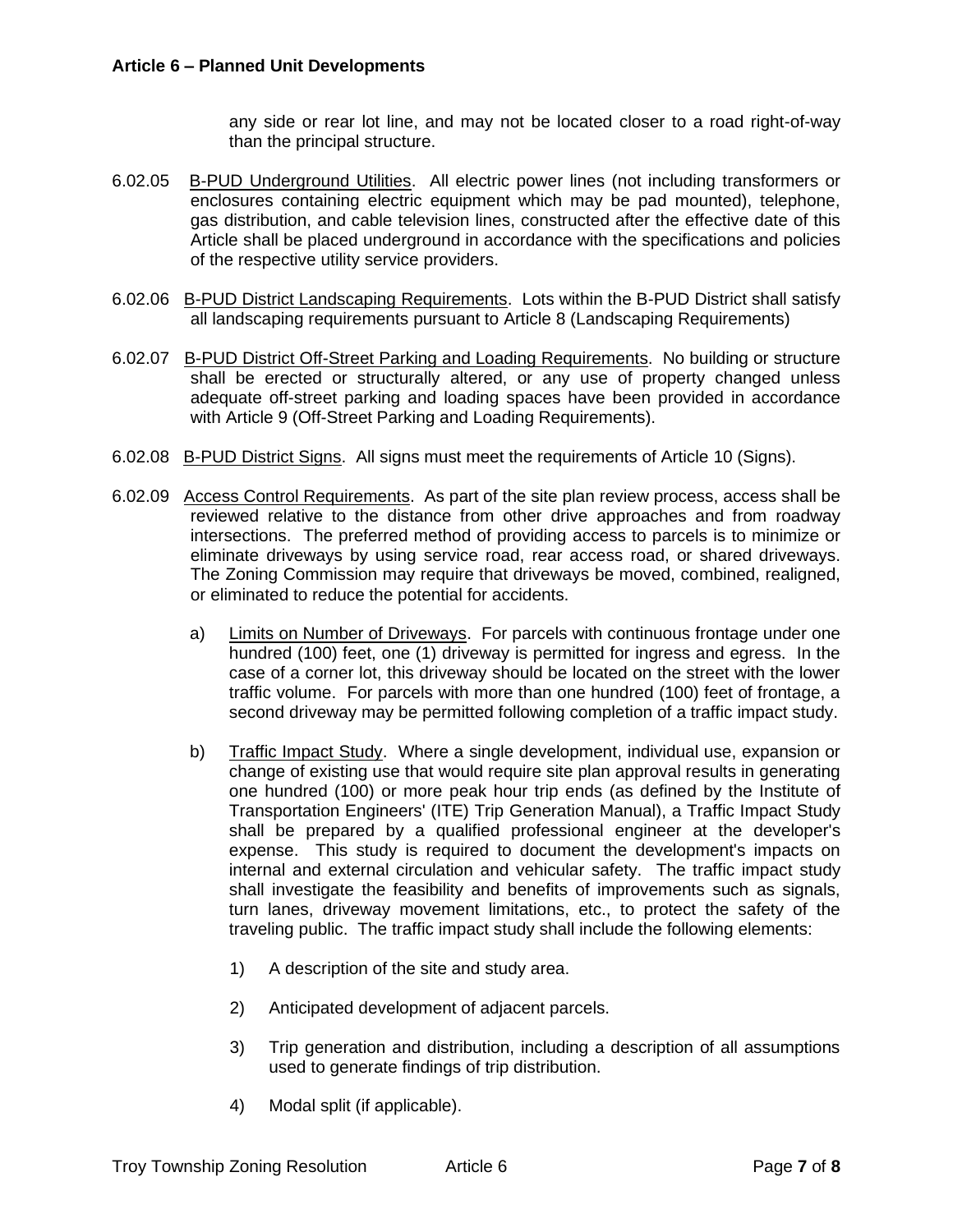any side or rear lot line, and may not be located closer to a road right-of-way than the principal structure.

6.02.05 B-PUD Underground Utilities. All electric power lines (not including transformers or enclosures containing electric equipment which may be pad mounted), telephone, gas distribution, and cable television lines, constructed after the effective date of this Article shall be placed underground in accordance with the specifications and policies of the respective utility service providers.

6.02.06 B-PUD District Landscaping Requirements. Lots within the B-PUD District shall satisfy all landscaping requirements pursuant to Article 8 (Landscaping Requirements)

6.02.07 B-PUD District Off-Street Parking and Loading Requirements. No building or structure shall be erected or structurally altered, or any use of property changed unless adequate off-street parking and loading spaces have been provided in accordance with Article 9 (Off-Street Parking and Loading Requirements).

6.02.08 B-PUD District Signs. All signs must meet the requirements of Article 10 (Signs).

6.02.09 Access Control Requirements. As part of the site plan review process, access shall be reviewed relative to the distance from other drive approaches and from roadway intersections. The preferred method of providing access to parcels is to minimize or eliminate driveways by using service road, rear access road, or shared driveways. The Zoning Commission may require that driveways be moved, combined, realigned, or eliminated to reduce the potential for accidents.

a) Limits on Number of Driveways. For parcels with continuous frontage under one hundred (100) feet, one (1) driveway is permitted for ingress and egress. In the case of a corner lot, this driveway should be located on the street with the lower traffic volume. For parcels with more than one hundred (100) feet of frontage, a second driveway may be permitted following completion of a traffic impact study.

b) Traffic Impact Study. Where a single development, individual use, expansion or change of existing use that would require site plan approval results in generating one hundred (100) or more peak hour trip ends (as defined by the Institute of Transportation Engineers' (ITE) Trip Generation Manual), a Traffic Impact Study shall be prepared by a qualified professional engineer at the developer's expense. This study is required to document the development's impacts on internal and external circulation and vehicular safety. The traffic impact study shall investigate the feasibility and benefits of improvements such as signals, turn lanes, driveway movement limitations, etc., to protect the safety of the traveling public. The traffic impact study shall include the following elements:

1) A description of the site and study area.

2) Anticipated development of adjacent parcels.

3) Trip generation and distribution, including a description of all assumptions used to generate findings of trip distribution.

4) Modal split (if applicable).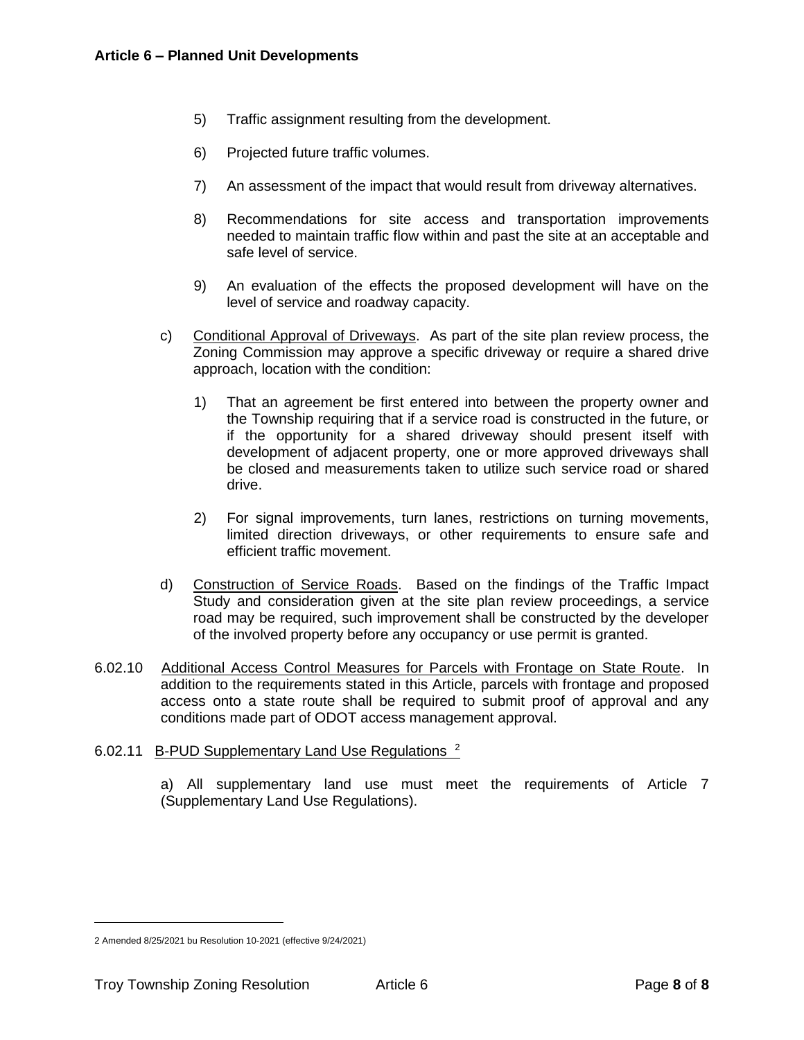5) Traffic assignment resulting from the development.

6) Projected future traffic volumes.

7) An assessment of the impact that would result from driveway alternatives.

8) Recommendations for site access and transportation improvements needed to maintain traffic flow within and past the site at an acceptable and safe level of service.

9) An evaluation of the effects the proposed development will have on the level of service and roadway capacity.

c) Conditional Approval of Driveways. As part of the site plan review process, the Zoning Commission may approve a specific driveway or require a shared drive approach, location with the condition:

1) That an agreement be first entered into between the property owner and the Township requiring that if a service road is constructed in the future, or if the opportunity for a shared driveway should present itself with development of adjacent property, one or more approved driveways shall be closed and measurements taken to utilize such service road or shared drive.

2) For signal improvements, turn lanes, restrictions on turning movements, limited direction driveways, or other requirements to ensure safe and efficient traffic movement.

d) Construction of Service Roads. Based on the findings of the Traffic Impact Study and consideration given at the site plan review proceedings, a service road may be required, such improvement shall be constructed by the developer of the involved property before any occupancy or use permit is granted.

6.02.10 Additional Access Control Measures for Parcels with Frontage on State Route. In addition to the requirements stated in this Article, parcels with frontage and proposed access onto a state route shall be required to submit proof of approval and any conditions made part of ODOT access management approval.

6.02.11 B-PUD Supplementary Land Use Regulations [2]

a) All supplementary land use must meet the requirements of Article 7 (Supplementary Land Use Regulations).

---

2 Amended 8/25/2021 bu Resolution 10-2021 (effective 9/24/2021)